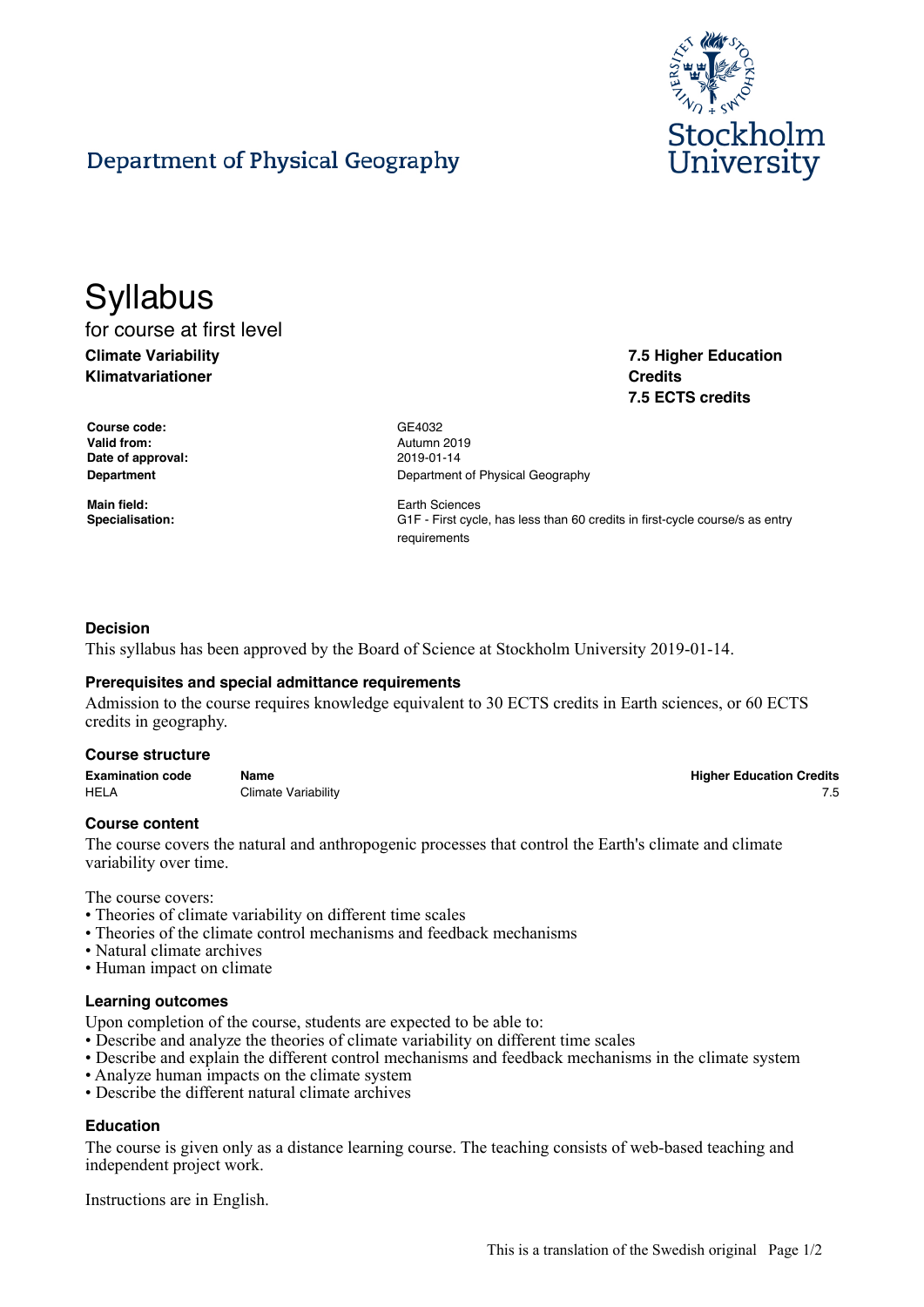Department of Physical Geography

# Syllabus

for course at first level

**Climate Variability**
**Klimatvariationer**

**7.5 Higher Education Credits**
**7.5 ECTS credits**

| | |
|---|---|
| **Course code:** | GE4032 |
| **Valid from:** | Autumn 2019 |
| **Date of approval:** | 2019-01-14 |
| **Department** | Department of Physical Geography |
| **Main field:** | Earth Sciences |
| **Specialisation:** | G1F - First cycle, has less than 60 credits in first-cycle course/s as entry requirements |

### Decision

This syllabus has been approved by the Board of Science at Stockholm University 2019-01-14.

### Prerequisites and special admittance requirements

Admission to the course requires knowledge equivalent to 30 ECTS credits in Earth sciences, or 60 ECTS credits in geography.

### Course structure

| Examination code | Name | Higher Education Credits |
|---|---|---|
| HELA | Climate Variability | 7.5 |

### Course content

The course covers the natural and anthropogenic processes that control the Earth's climate and climate variability over time.

The course covers:
- Theories of climate variability on different time scales
- Theories of the climate control mechanisms and feedback mechanisms
- Natural climate archives
- Human impact on climate

### Learning outcomes

Upon completion of the course, students are expected to be able to:
- Describe and analyze the theories of climate variability on different time scales
- Describe and explain the different control mechanisms and feedback mechanisms in the climate system
- Analyze human impacts on the climate system
- Describe the different natural climate archives

### Education

The course is given only as a distance learning course. The teaching consists of web-based teaching and independent project work.

Instructions are in English.

This is a translation of the Swedish original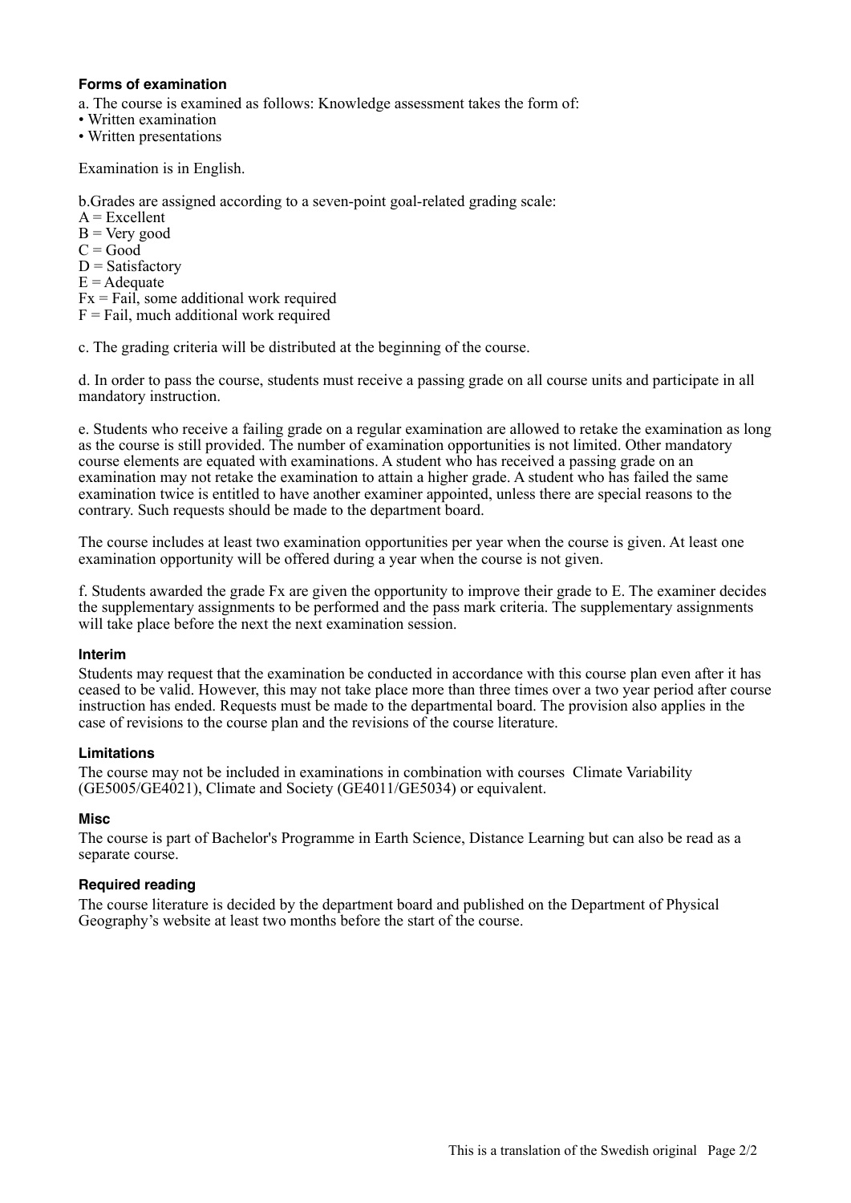### Forms of examination

a. The course is examined as follows: Knowledge assessment takes the form of:
- Written examination
- Written presentations

Examination is in English.

b.Grades are assigned according to a seven-point goal-related grading scale:
A = Excellent
B = Very good
C = Good
D = Satisfactory
E = Adequate
Fx = Fail, some additional work required
F = Fail, much additional work required

c. The grading criteria will be distributed at the beginning of the course.

d. In order to pass the course, students must receive a passing grade on all course units and participate in all mandatory instruction.

e. Students who receive a failing grade on a regular examination are allowed to retake the examination as long as the course is still provided. The number of examination opportunities is not limited. Other mandatory course elements are equated with examinations. A student who has received a passing grade on an examination may not retake the examination to attain a higher grade. A student who has failed the same examination twice is entitled to have another examiner appointed, unless there are special reasons to the contrary. Such requests should be made to the department board.

The course includes at least two examination opportunities per year when the course is given. At least one examination opportunity will be offered during a year when the course is not given.

f. Students awarded the grade Fx are given the opportunity to improve their grade to E. The examiner decides the supplementary assignments to be performed and the pass mark criteria. The supplementary assignments will take place before the next the next examination session.

### Interim

Students may request that the examination be conducted in accordance with this course plan even after it has ceased to be valid. However, this may not take place more than three times over a two year period after course instruction has ended. Requests must be made to the departmental board. The provision also applies in the case of revisions to the course plan and the revisions of the course literature.

### Limitations

The course may not be included in examinations in combination with courses Climate Variability (GE5005/GE4021), Climate and Society (GE4011/GE5034) or equivalent.

### Misc

The course is part of Bachelor's Programme in Earth Science, Distance Learning but can also be read as a separate course.

### Required reading

The course literature is decided by the department board and published on the Department of Physical Geography's website at least two months before the start of the course.

This is a translation of the Swedish original